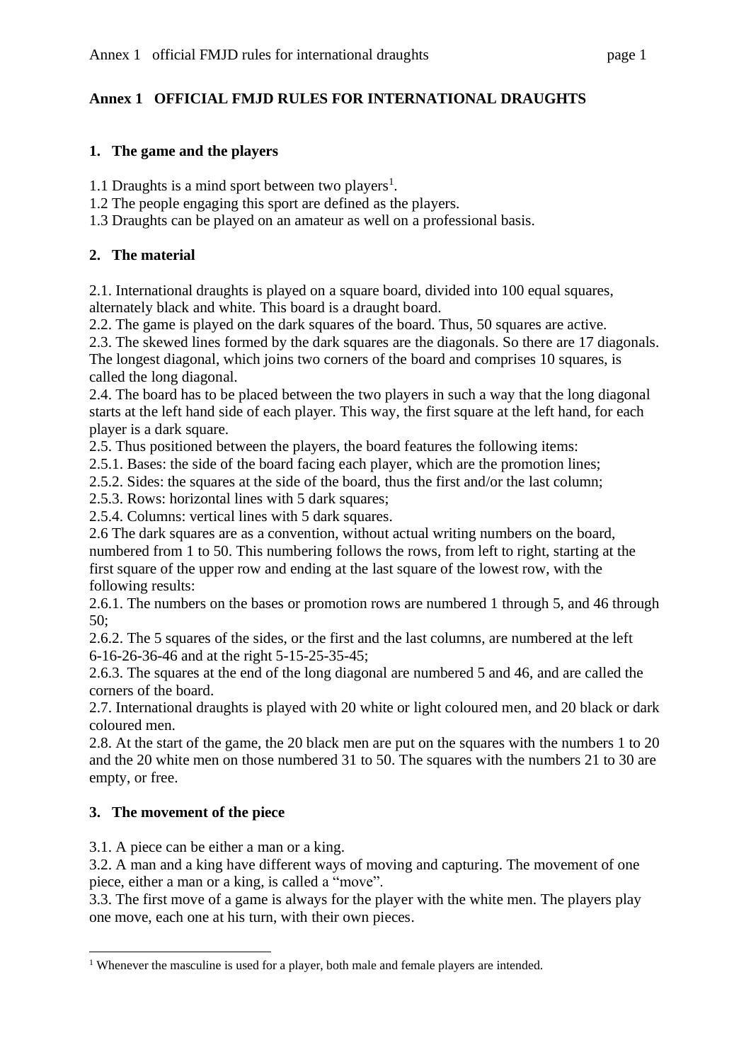# Annex 1 OFFICIAL FMJD RULES FOR INTERNATIONAL DRAUGHTS

## 1. The game and the players

1.1 Draughts is a mind sport between two players[1].
1.2 The people engaging this sport are defined as the players.
1.3 Draughts can be played on an amateur as well on a professional basis.

## 2. The material

2.1. International draughts is played on a square board, divided into 100 equal squares, alternately black and white. This board is a draught board.
2.2. The game is played on the dark squares of the board. Thus, 50 squares are active.
2.3. The skewed lines formed by the dark squares are the diagonals. So there are 17 diagonals. The longest diagonal, which joins two corners of the board and comprises 10 squares, is called the long diagonal.
2.4. The board has to be placed between the two players in such a way that the long diagonal starts at the left hand side of each player. This way, the first square at the left hand, for each player is a dark square.
2.5. Thus positioned between the players, the board features the following items:
2.5.1. Bases: the side of the board facing each player, which are the promotion lines;
2.5.2. Sides: the squares at the side of the board, thus the first and/or the last column;
2.5.3. Rows: horizontal lines with 5 dark squares;
2.5.4. Columns: vertical lines with 5 dark squares.
2.6 The dark squares are as a convention, without actual writing numbers on the board, numbered from 1 to 50. This numbering follows the rows, from left to right, starting at the first square of the upper row and ending at the last square of the lowest row, with the following results:
2.6.1. The numbers on the bases or promotion rows are numbered 1 through 5, and 46 through 50;
2.6.2. The 5 squares of the sides, or the first and the last columns, are numbered at the left 6-16-26-36-46 and at the right 5-15-25-35-45;
2.6.3. The squares at the end of the long diagonal are numbered 5 and 46, and are called the corners of the board.
2.7. International draughts is played with 20 white or light coloured men, and 20 black or dark coloured men.
2.8. At the start of the game, the 20 black men are put on the squares with the numbers 1 to 20 and the 20 white men on those numbered 31 to 50. The squares with the numbers 21 to 30 are empty, or free.

## 3. The movement of the piece

3.1. A piece can be either a man or a king.
3.2. A man and a king have different ways of moving and capturing. The movement of one piece, either a man or a king, is called a "move".
3.3. The first move of a game is always for the player with the white men. The players play one move, each one at his turn, with their own pieces.

[1] Whenever the masculine is used for a player, both male and female players are intended.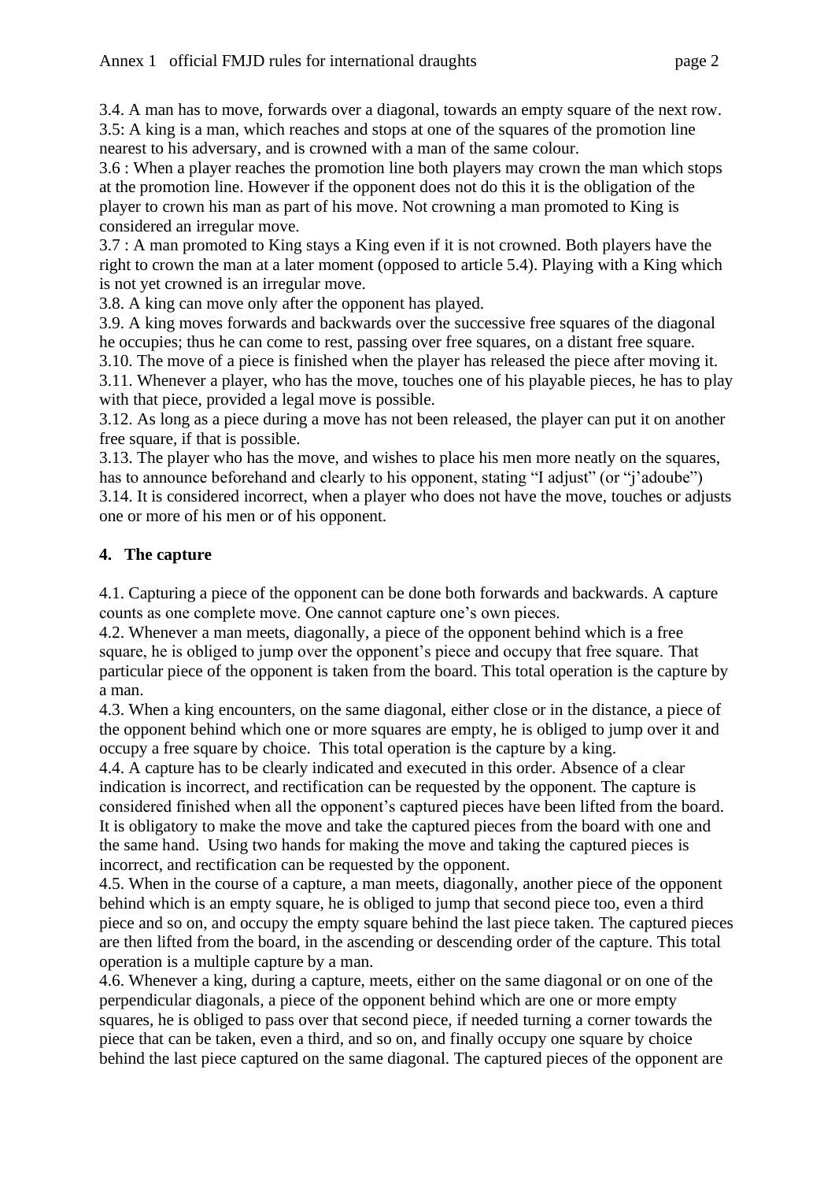3.4. A man has to move, forwards over a diagonal, towards an empty square of the next row.
3.5: A king is a man, which reaches and stops at one of the squares of the promotion line nearest to his adversary, and is crowned with a man of the same colour.
3.6 : When a player reaches the promotion line both players may crown the man which stops at the promotion line. However if the opponent does not do this it is the obligation of the player to crown his man as part of his move. Not crowning a man promoted to King is considered an irregular move.
3.7 : A man promoted to King stays a King even if it is not crowned. Both players have the right to crown the man at a later moment (opposed to article 5.4). Playing with a King which is not yet crowned is an irregular move.
3.8. A king can move only after the opponent has played.
3.9. A king moves forwards and backwards over the successive free squares of the diagonal he occupies; thus he can come to rest, passing over free squares, on a distant free square.
3.10. The move of a piece is finished when the player has released the piece after moving it.
3.11. Whenever a player, who has the move, touches one of his playable pieces, he has to play with that piece, provided a legal move is possible.
3.12. As long as a piece during a move has not been released, the player can put it on another free square, if that is possible.
3.13. The player who has the move, and wishes to place his men more neatly on the squares, has to announce beforehand and clearly to his opponent, stating "I adjust" (or "j'adoube")
3.14. It is considered incorrect, when a player who does not have the move, touches or adjusts one or more of his men or of his opponent.

## 4. The capture

4.1. Capturing a piece of the opponent can be done both forwards and backwards. A capture counts as one complete move. One cannot capture one's own pieces.
4.2. Whenever a man meets, diagonally, a piece of the opponent behind which is a free square, he is obliged to jump over the opponent's piece and occupy that free square. That particular piece of the opponent is taken from the board. This total operation is the capture by a man.
4.3. When a king encounters, on the same diagonal, either close or in the distance, a piece of the opponent behind which one or more squares are empty, he is obliged to jump over it and occupy a free square by choice. This total operation is the capture by a king.
4.4. A capture has to be clearly indicated and executed in this order. Absence of a clear indication is incorrect, and rectification can be requested by the opponent. The capture is considered finished when all the opponent's captured pieces have been lifted from the board. It is obligatory to make the move and take the captured pieces from the board with one and the same hand. Using two hands for making the move and taking the captured pieces is incorrect, and rectification can be requested by the opponent.
4.5. When in the course of a capture, a man meets, diagonally, another piece of the opponent behind which is an empty square, he is obliged to jump that second piece too, even a third piece and so on, and occupy the empty square behind the last piece taken. The captured pieces are then lifted from the board, in the ascending or descending order of the capture. This total operation is a multiple capture by a man.
4.6. Whenever a king, during a capture, meets, either on the same diagonal or on one of the perpendicular diagonals, a piece of the opponent behind which are one or more empty squares, he is obliged to pass over that second piece, if needed turning a corner towards the piece that can be taken, even a third, and so on, and finally occupy one square by choice behind the last piece captured on the same diagonal. The captured pieces of the opponent are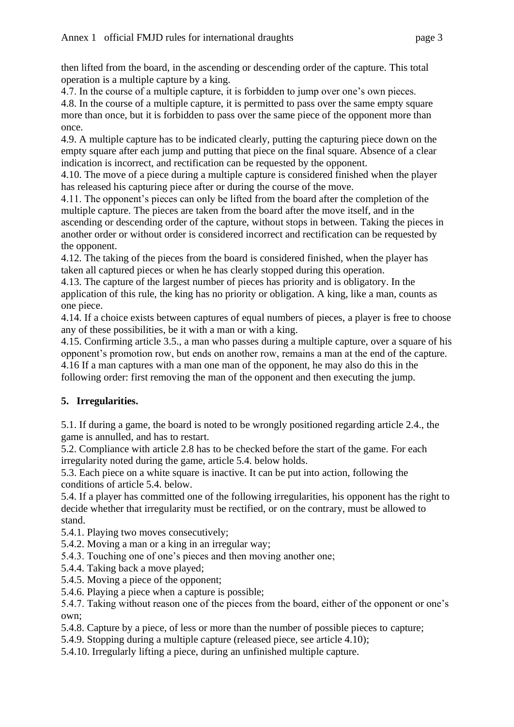then lifted from the board, in the ascending or descending order of the capture. This total operation is a multiple capture by a king.

4.7. In the course of a multiple capture, it is forbidden to jump over one's own pieces.

4.8. In the course of a multiple capture, it is permitted to pass over the same empty square more than once, but it is forbidden to pass over the same piece of the opponent more than once.

4.9. A multiple capture has to be indicated clearly, putting the capturing piece down on the empty square after each jump and putting that piece on the final square. Absence of a clear indication is incorrect, and rectification can be requested by the opponent.

4.10. The move of a piece during a multiple capture is considered finished when the player has released his capturing piece after or during the course of the move.

4.11. The opponent's pieces can only be lifted from the board after the completion of the multiple capture. The pieces are taken from the board after the move itself, and in the ascending or descending order of the capture, without stops in between. Taking the pieces in another order or without order is considered incorrect and rectification can be requested by the opponent.

4.12. The taking of the pieces from the board is considered finished, when the player has taken all captured pieces or when he has clearly stopped during this operation.

4.13. The capture of the largest number of pieces has priority and is obligatory. In the application of this rule, the king has no priority or obligation. A king, like a man, counts as one piece.

4.14. If a choice exists between captures of equal numbers of pieces, a player is free to choose any of these possibilities, be it with a man or with a king.

4.15. Confirming article 3.5., a man who passes during a multiple capture, over a square of his opponent's promotion row, but ends on another row, remains a man at the end of the capture.

4.16 If a man captures with a man one man of the opponent, he may also do this in the following order: first removing the man of the opponent and then executing the jump.

## 5. Irregularities.

5.1. If during a game, the board is noted to be wrongly positioned regarding article 2.4., the game is annulled, and has to restart.

5.2. Compliance with article 2.8 has to be checked before the start of the game. For each irregularity noted during the game, article 5.4. below holds.

5.3. Each piece on a white square is inactive. It can be put into action, following the conditions of article 5.4. below.

5.4. If a player has committed one of the following irregularities, his opponent has the right to decide whether that irregularity must be rectified, or on the contrary, must be allowed to stand.

5.4.1. Playing two moves consecutively;

5.4.2. Moving a man or a king in an irregular way;

5.4.3. Touching one of one's pieces and then moving another one;

5.4.4. Taking back a move played;

5.4.5. Moving a piece of the opponent;

5.4.6. Playing a piece when a capture is possible;

5.4.7. Taking without reason one of the pieces from the board, either of the opponent or one's own;

5.4.8. Capture by a piece, of less or more than the number of possible pieces to capture;

5.4.9. Stopping during a multiple capture (released piece, see article 4.10);

5.4.10. Irregularly lifting a piece, during an unfinished multiple capture.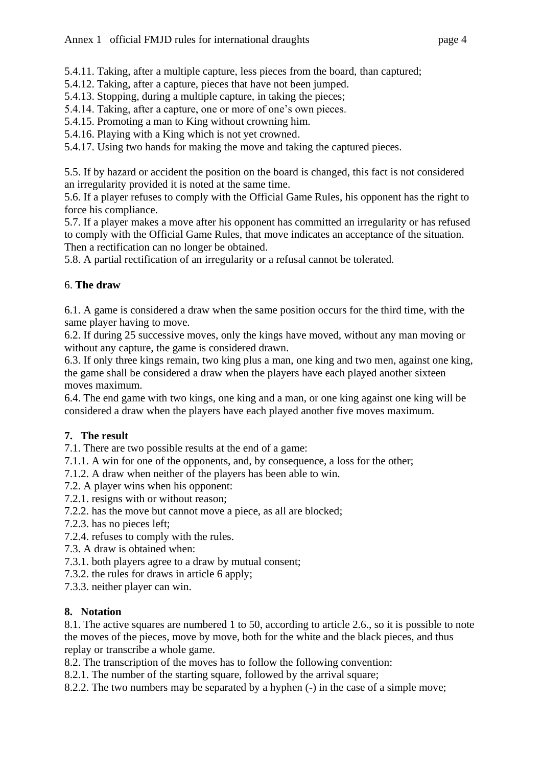5.4.11. Taking, after a multiple capture, less pieces from the board, than captured;
5.4.12. Taking, after a capture, pieces that have not been jumped.
5.4.13. Stopping, during a multiple capture, in taking the pieces;
5.4.14. Taking, after a capture, one or more of one's own pieces.
5.4.15. Promoting a man to King without crowning him.
5.4.16. Playing with a King which is not yet crowned.
5.4.17. Using two hands for making the move and taking the captured pieces.

5.5. If by hazard or accident the position on the board is changed, this fact is not considered an irregularity provided it is noted at the same time.
5.6. If a player refuses to comply with the Official Game Rules, his opponent has the right to force his compliance.
5.7. If a player makes a move after his opponent has committed an irregularity or has refused to comply with the Official Game Rules, that move indicates an acceptance of the situation. Then a rectification can no longer be obtained.
5.8. A partial rectification of an irregularity or a refusal cannot be tolerated.

## 6. **The draw**

6.1. A game is considered a draw when the same position occurs for the third time, with the same player having to move.
6.2. If during 25 successive moves, only the kings have moved, without any man moving or without any capture, the game is considered drawn.
6.3. If only three kings remain, two king plus a man, one king and two men, against one king, the game shall be considered a draw when the players have each played another sixteen moves maximum.
6.4. The end game with two kings, one king and a man, or one king against one king will be considered a draw when the players have each played another five moves maximum.

## 7. **The result**

7.1. There are two possible results at the end of a game:
7.1.1. A win for one of the opponents, and, by consequence, a loss for the other;
7.1.2. A draw when neither of the players has been able to win.
7.2. A player wins when his opponent:
7.2.1. resigns with or without reason;
7.2.2. has the move but cannot move a piece, as all are blocked;
7.2.3. has no pieces left;
7.2.4. refuses to comply with the rules.
7.3. A draw is obtained when:
7.3.1. both players agree to a draw by mutual consent;
7.3.2. the rules for draws in article 6 apply;
7.3.3. neither player can win.

## 8. **Notation**

8.1. The active squares are numbered 1 to 50, according to article 2.6., so it is possible to note the moves of the pieces, move by move, both for the white and the black pieces, and thus replay or transcribe a whole game.
8.2. The transcription of the moves has to follow the following convention:
8.2.1. The number of the starting square, followed by the arrival square;
8.2.2. The two numbers may be separated by a hyphen (-) in the case of a simple move;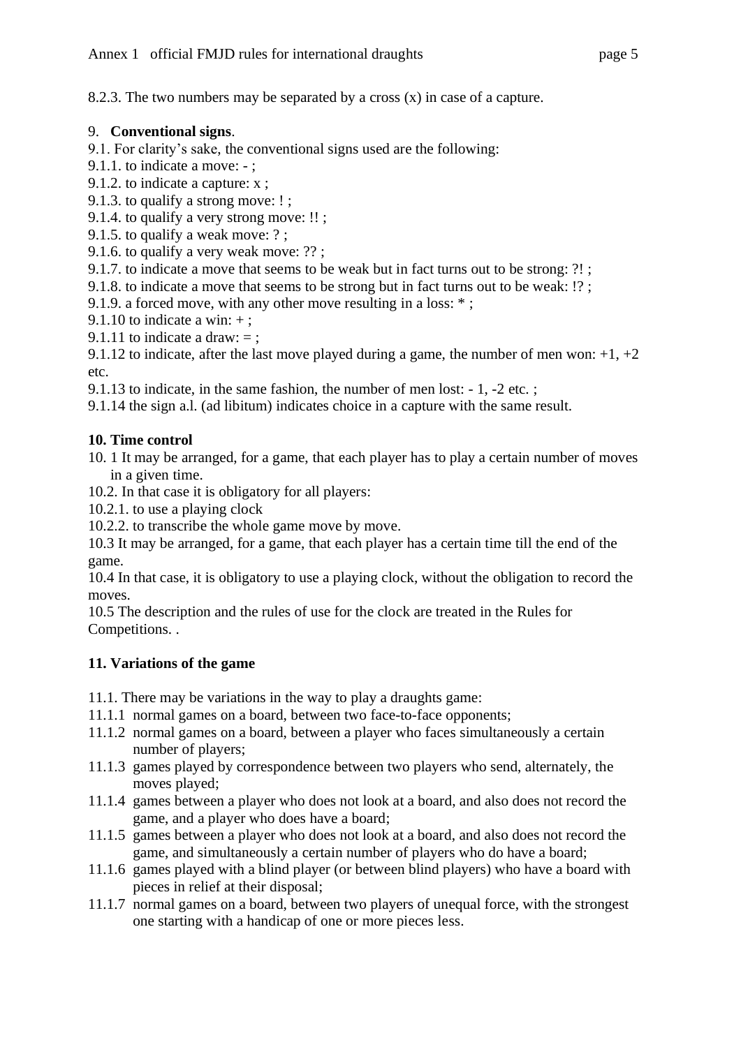8.2.3. The two numbers may be separated by a cross (x) in case of a capture.

## 9. **Conventional signs**.

9.1. For clarity's sake, the conventional signs used are the following:

9.1.1. to indicate a move: - ;

9.1.2. to indicate a capture: x ;

9.1.3. to qualify a strong move: ! ;

9.1.4. to qualify a very strong move: !! ;

9.1.5. to qualify a weak move: ? ;

9.1.6. to qualify a very weak move: ?? ;

9.1.7. to indicate a move that seems to be weak but in fact turns out to be strong: ?! ;

9.1.8. to indicate a move that seems to be strong but in fact turns out to be weak: !? ;

9.1.9. a forced move, with any other move resulting in a loss: * ;

9.1.10 to indicate a win: + ;

9.1.11 to indicate a draw: = ;

9.1.12 to indicate, after the last move played during a game, the number of men won: +1, +2 etc.

9.1.13 to indicate, in the same fashion, the number of men lost: - 1, -2 etc. ;

9.1.14 the sign a.l. (ad libitum) indicates choice in a capture with the same result.

## 10. Time control

10. 1 It may be arranged, for a game, that each player has to play a certain number of moves in a given time.

10.2. In that case it is obligatory for all players:

10.2.1. to use a playing clock

10.2.2. to transcribe the whole game move by move.

10.3 It may be arranged, for a game, that each player has a certain time till the end of the game.

10.4 In that case, it is obligatory to use a playing clock, without the obligation to record the moves.

10.5 The description and the rules of use for the clock are treated in the Rules for Competitions. .

## 11. Variations of the game

11.1. There may be variations in the way to play a draughts game:

11.1.1 normal games on a board, between two face-to-face opponents;

11.1.2 normal games on a board, between a player who faces simultaneously a certain number of players;

11.1.3 games played by correspondence between two players who send, alternately, the moves played;

11.1.4 games between a player who does not look at a board, and also does not record the game, and a player who does have a board;

11.1.5 games between a player who does not look at a board, and also does not record the game, and simultaneously a certain number of players who do have a board;

11.1.6 games played with a blind player (or between blind players) who have a board with pieces in relief at their disposal;

11.1.7 normal games on a board, between two players of unequal force, with the strongest one starting with a handicap of one or more pieces less.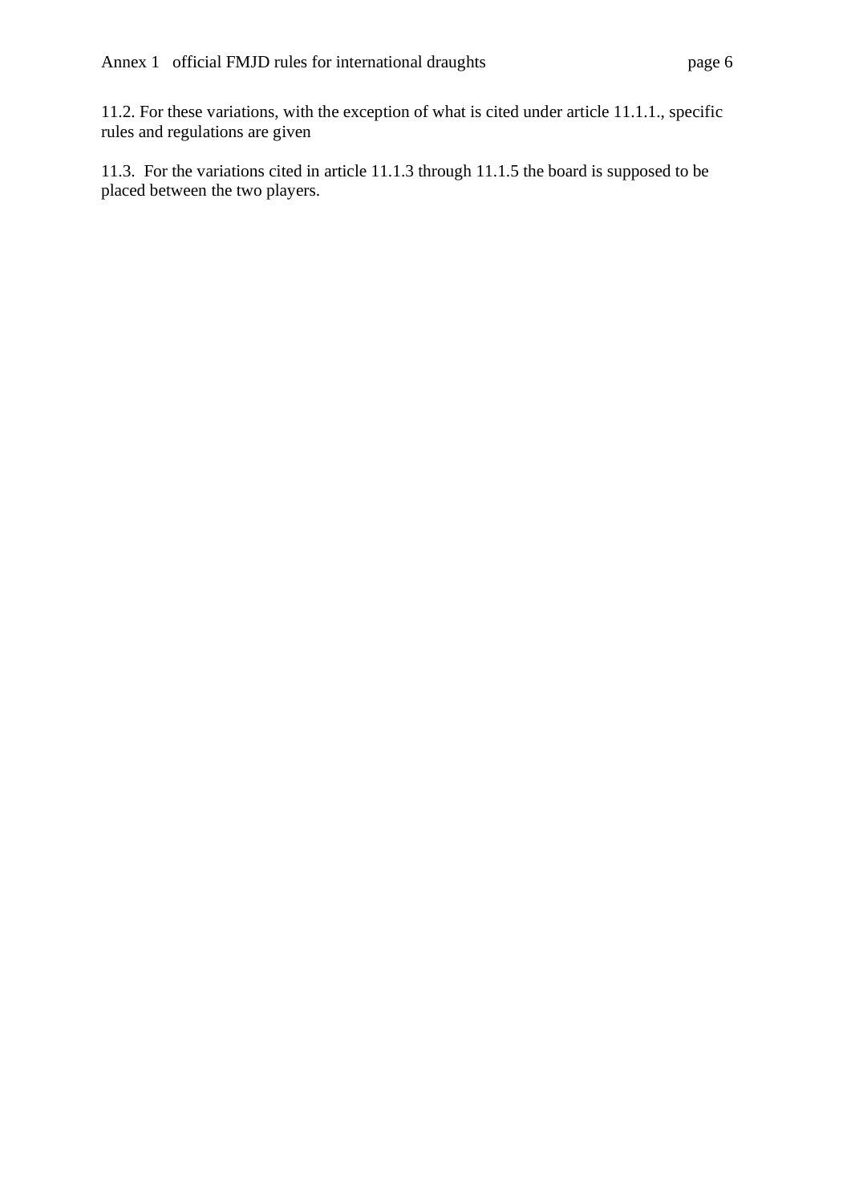11.2. For these variations, with the exception of what is cited under article 11.1.1., specific rules and regulations are given

11.3. For the variations cited in article 11.1.3 through 11.1.5 the board is supposed to be placed between the two players.